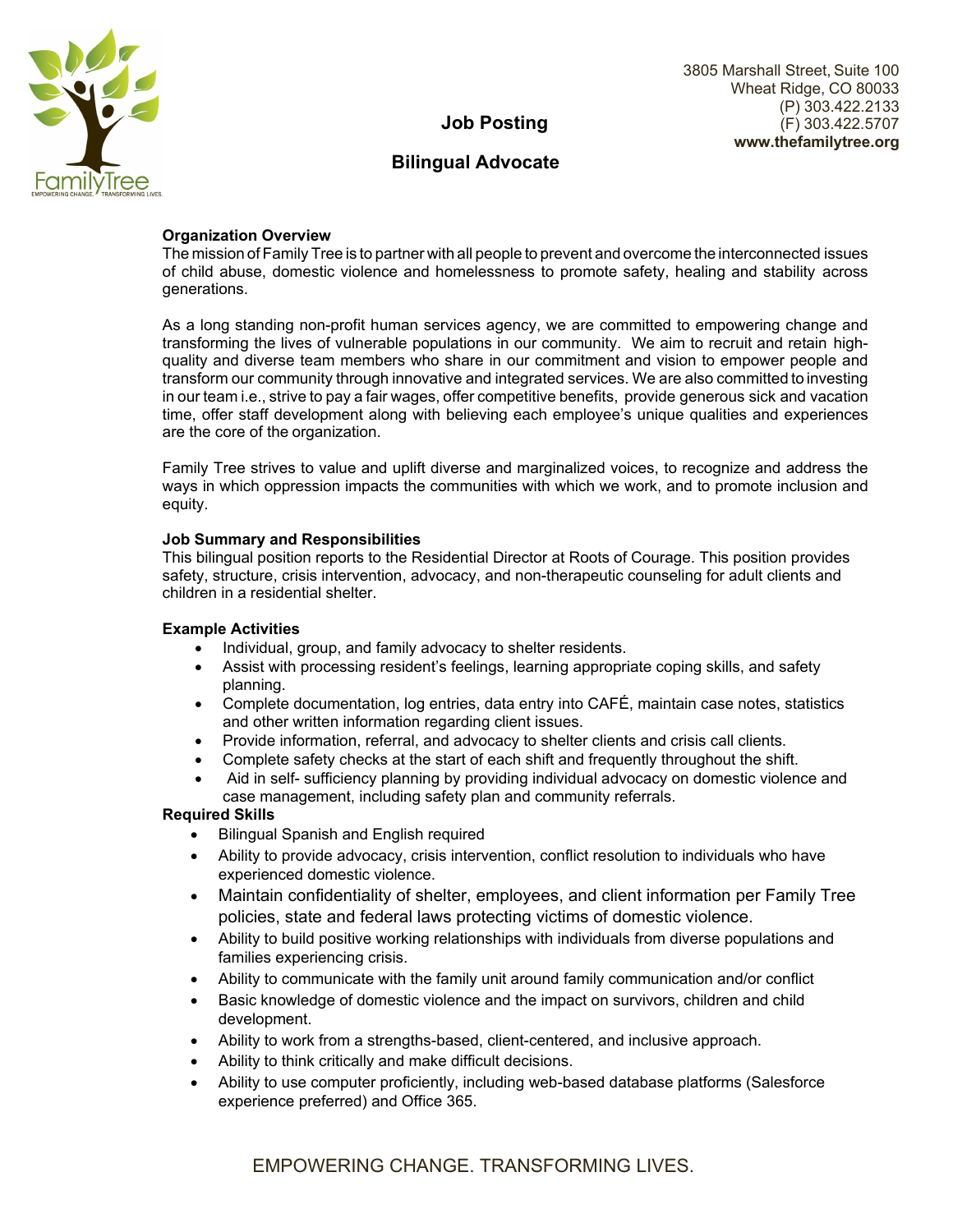FamilyTree
EMPOWERING CHANGE. TRANSFORMING LIVES.

3805 Marshall Street, Suite 100
Wheat Ridge, CO 80033
(P) 303.422.2133
(F) 303.422.5707
**www.thefamilytree.org**

# Job Posting

## Bilingual Advocate

**Organization Overview**

The mission of Family Tree is to partner with all people to prevent and overcome the interconnected issues of child abuse, domestic violence and homelessness to promote safety, healing and stability across generations.

As a long standing non-profit human services agency, we are committed to empowering change and transforming the lives of vulnerable populations in our community. We aim to recruit and retain high-quality and diverse team members who share in our commitment and vision to empower people and transform our community through innovative and integrated services. We are also committed to investing in our team i.e., strive to pay a fair wages, offer competitive benefits, provide generous sick and vacation time, offer staff development along with believing each employee's unique qualities and experiences are the core of the organization.

Family Tree strives to value and uplift diverse and marginalized voices, to recognize and address the ways in which oppression impacts the communities with which we work, and to promote inclusion and equity.

**Job Summary and Responsibilities**

This bilingual position reports to the Residential Director at Roots of Courage. This position provides safety, structure, crisis intervention, advocacy, and non-therapeutic counseling for adult clients and children in a residential shelter.

**Example Activities**

- Individual, group, and family advocacy to shelter residents.
- Assist with processing resident's feelings, learning appropriate coping skills, and safety planning.
- Complete documentation, log entries, data entry into CAFÉ, maintain case notes, statistics and other written information regarding client issues.
- Provide information, referral, and advocacy to shelter clients and crisis call clients.
- Complete safety checks at the start of each shift and frequently throughout the shift.
- Aid in self- sufficiency planning by providing individual advocacy on domestic violence and case management, including safety plan and community referrals.

**Required Skills**

- Bilingual Spanish and English required
- Ability to provide advocacy, crisis intervention, conflict resolution to individuals who have experienced domestic violence.
- Maintain confidentiality of shelter, employees, and client information per Family Tree policies, state and federal laws protecting victims of domestic violence.
- Ability to build positive working relationships with individuals from diverse populations and families experiencing crisis.
- Ability to communicate with the family unit around family communication and/or conflict
- Basic knowledge of domestic violence and the impact on survivors, children and child development.
- Ability to work from a strengths-based, client-centered, and inclusive approach.
- Ability to think critically and make difficult decisions.
- Ability to use computer proficiently, including web-based database platforms (Salesforce experience preferred) and Office 365.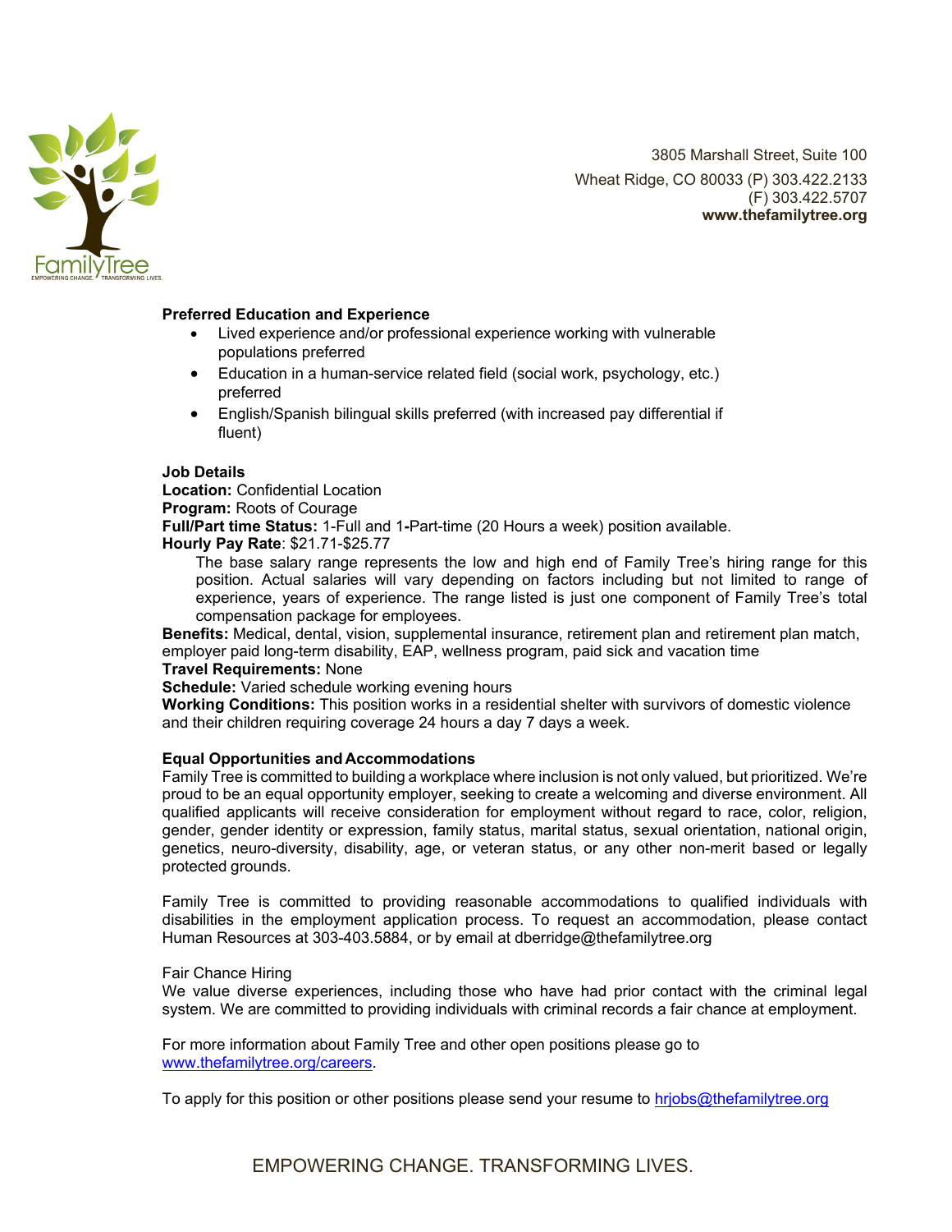3805 Marshall Street, Suite 100
Wheat Ridge, CO 80033 (P) 303.422.2133
(F) 303.422.5707
**www.thefamilytree.org**

**Preferred Education and Experience**

- Lived experience and/or professional experience working with vulnerable populations preferred
- Education in a human-service related field (social work, psychology, etc.) preferred
- English/Spanish bilingual skills preferred (with increased pay differential if fluent)

**Job Details**
**Location:** Confidential Location
**Program:** Roots of Courage
**Full/Part time Status:** 1-Full and 1-Part-time (20 Hours a week) position available.
**Hourly Pay Rate**: $21.71-$25.77

The base salary range represents the low and high end of Family Tree's hiring range for this position. Actual salaries will vary depending on factors including but not limited to range of experience, years of experience. The range listed is just one component of Family Tree's total compensation package for employees.

**Benefits:** Medical, dental, vision, supplemental insurance, retirement plan and retirement plan match, employer paid long-term disability, EAP, wellness program, paid sick and vacation time
**Travel Requirements:** None
**Schedule:** Varied schedule working evening hours
**Working Conditions:** This position works in a residential shelter with survivors of domestic violence and their children requiring coverage 24 hours a day 7 days a week.

**Equal Opportunities and Accommodations**
Family Tree is committed to building a workplace where inclusion is not only valued, but prioritized. We're proud to be an equal opportunity employer, seeking to create a welcoming and diverse environment. All qualified applicants will receive consideration for employment without regard to race, color, religion, gender, gender identity or expression, family status, marital status, sexual orientation, national origin, genetics, neuro-diversity, disability, age, or veteran status, or any other non-merit based or legally protected grounds.

Family Tree is committed to providing reasonable accommodations to qualified individuals with disabilities in the employment application process. To request an accommodation, please contact Human Resources at 303-403.5884, or by email at dberridge@thefamilytree.org

Fair Chance Hiring
We value diverse experiences, including those who have had prior contact with the criminal legal system. We are committed to providing individuals with criminal records a fair chance at employment.

For more information about Family Tree and other open positions please go to www.thefamilytree.org/careers.

To apply for this position or other positions please send your resume to hrjobs@thefamilytree.org